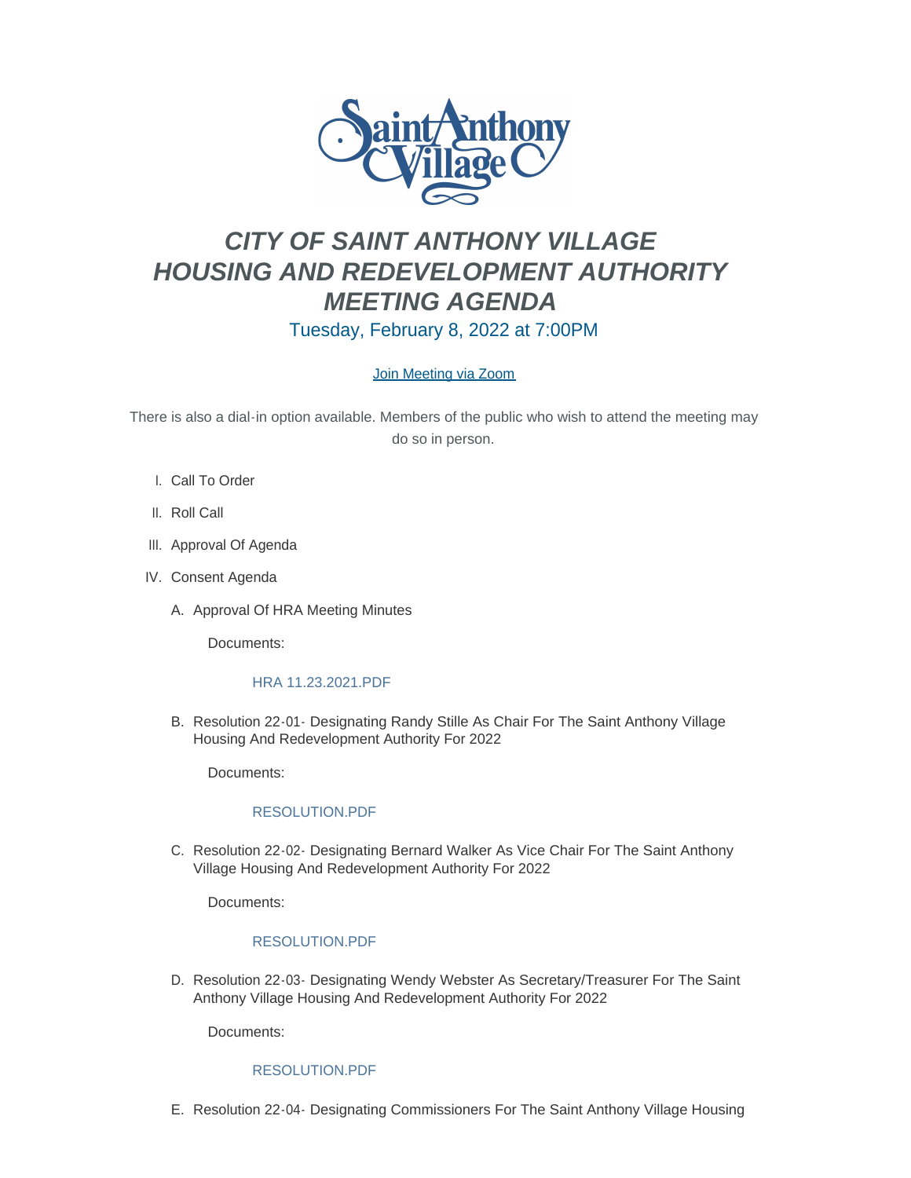# *CITY OF SAINT ANTHONY VILLAGE HOUSING AND REDEVELOPMENT AUTHORITY MEETING AGENDA*

## Tuesday, February 8, 2022 at 7:00PM

[Join Meeting via Zoom]

There is also a dial-in option available. Members of the public who wish to attend the meeting may do so in person.

I. Call To Order

II. Roll Call

III. Approval Of Agenda

IV. Consent Agenda

A. Approval Of HRA Meeting Minutes

Documents:

HRA 11.23.2021.PDF

B. Resolution 22-01- Designating Randy Stille As Chair For The Saint Anthony Village Housing And Redevelopment Authority For 2022

Documents:

RESOLUTION.PDF

C. Resolution 22-02- Designating Bernard Walker As Vice Chair For The Saint Anthony Village Housing And Redevelopment Authority For 2022

Documents:

RESOLUTION.PDF

D. Resolution 22-03- Designating Wendy Webster As Secretary/Treasurer For The Saint Anthony Village Housing And Redevelopment Authority For 2022

Documents:

RESOLUTION.PDF

E. Resolution 22-04- Designating Commissioners For The Saint Anthony Village Housing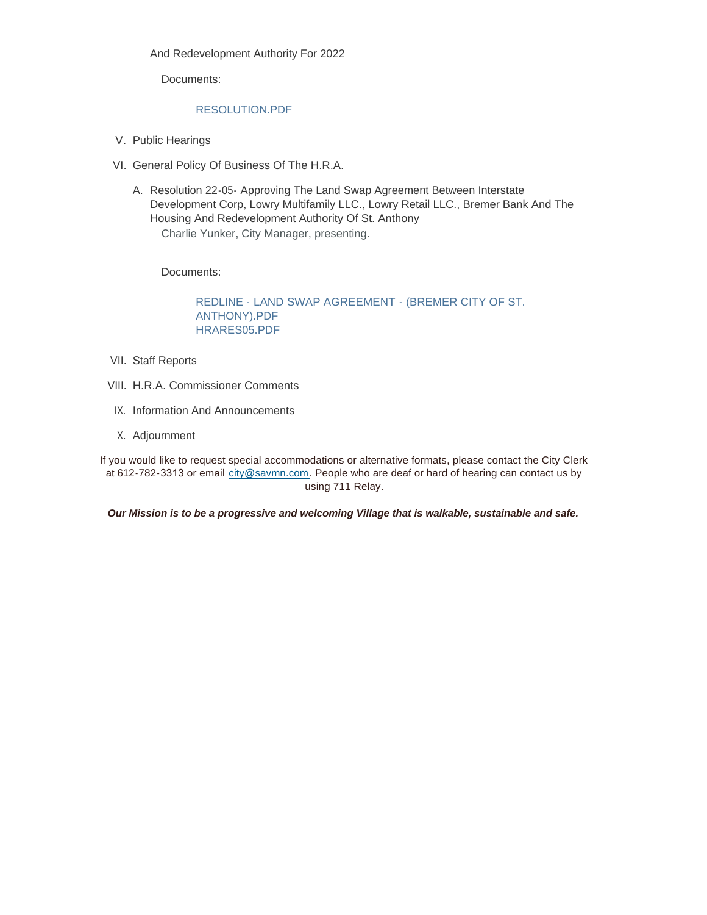And Redevelopment Authority For 2022

Documents:

RESOLUTION.PDF

V. Public Hearings

VI. General Policy Of Business Of The H.R.A.

   A. Resolution 22-05- Approving The Land Swap Agreement Between Interstate Development Corp, Lowry Multifamily LLC., Lowry Retail LLC., Bremer Bank And The Housing And Redevelopment Authority Of St. Anthony
   
   Charlie Yunker, City Manager, presenting.

   Documents:

   REDLINE - LAND SWAP AGREEMENT - (BREMER CITY OF ST. ANTHONY).PDF
   HRARES05.PDF

VII. Staff Reports

VIII. H.R.A. Commissioner Comments

IX. Information And Announcements

X. Adjournment

If you would like to request special accommodations or alternative formats, please contact the City Clerk at 612-782-3313 or email city@savmn.com. People who are deaf or hard of hearing can contact us by using 711 Relay.

***Our Mission is to be a progressive and welcoming Village that is walkable, sustainable and safe.***